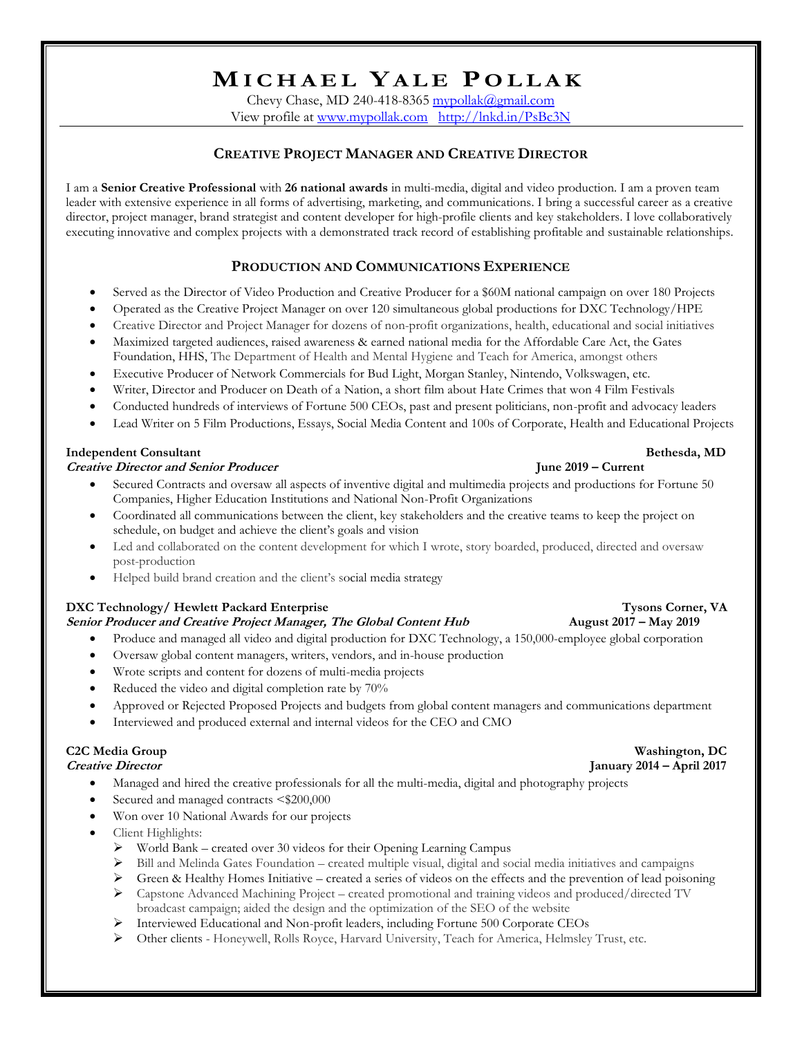# Michael Yale Pollak

Chevy Chase, MD 240-418-8365 [mypollak@gmail.com](mailto:mypollak@gmail.com)
View profile at [www.mypollak.com](http://www.mypollak.com) [http://lnkd.in/PsBc3N](http://lnkd.in/PsBc3N)

## Creative Project Manager and Creative Director

I am a **Senior Creative Professional** with **26 national awards** in multi-media, digital and video production. I am a proven team leader with extensive experience in all forms of advertising, marketing, and communications. I bring a successful career as a creative director, project manager, brand strategist and content developer for high-profile clients and key stakeholders. I love collaboratively executing innovative and complex projects with a demonstrated track record of establishing profitable and sustainable relationships.

## Production and Communications Experience

- Served as the Director of Video Production and Creative Producer for a $60M national campaign on over 180 Projects
- Operated as the Creative Project Manager on over 120 simultaneous global productions for DXC Technology/HPE
- Creative Director and Project Manager for dozens of non-profit organizations, health, educational and social initiatives
- Maximized targeted audiences, raised awareness & earned national media for the Affordable Care Act, the Gates Foundation, HHS, The Department of Health and Mental Hygiene and Teach for America, amongst others
- Executive Producer of Network Commercials for Bud Light, Morgan Stanley, Nintendo, Volkswagen, etc.
- Writer, Director and Producer on Death of a Nation, a short film about Hate Crimes that won 4 Film Festivals
- Conducted hundreds of interviews of Fortune 500 CEOs, past and present politicians, non-profit and advocacy leaders
- Lead Writer on 5 Film Productions, Essays, Social Media Content and 100s of Corporate, Health and Educational Projects

**Independent Consultant** — **Bethesda, MD**
***Creative Director and Senior Producer*** — **June 2019 – Current**

- Secured Contracts and oversaw all aspects of inventive digital and multimedia projects and productions for Fortune 50 Companies, Higher Education Institutions and National Non-Profit Organizations
- Coordinated all communications between the client, key stakeholders and the creative teams to keep the project on schedule, on budget and achieve the client's goals and vision
- Led and collaborated on the content development for which I wrote, story boarded, produced, directed and oversaw post-production
- Helped build brand creation and the client's social media strategy

**DXC Technology/ Hewlett Packard Enterprise** — **Tysons Corner, VA**
***Senior Producer and Creative Project Manager, The Global Content Hub*** — **August 2017 – May 2019**

- Produce and managed all video and digital production for DXC Technology, a 150,000-employee global corporation
- Oversaw global content managers, writers, vendors, and in-house production
- Wrote scripts and content for dozens of multi-media projects
- Reduced the video and digital completion rate by 70%
- Approved or Rejected Proposed Projects and budgets from global content managers and communications department
- Interviewed and produced external and internal videos for the CEO and CMO

**C2C Media Group** — **Washington, DC**
***Creative Director*** — **January 2014 – April 2017**

- Managed and hired the creative professionals for all the multi-media, digital and photography projects
- Secured and managed contracts <$200,000
- Won over 10 National Awards for our projects
- Client Highlights:
  - World Bank – created over 30 videos for their Opening Learning Campus
  - Bill and Melinda Gates Foundation – created multiple visual, digital and social media initiatives and campaigns
  - Green & Healthy Homes Initiative – created a series of videos on the effects and the prevention of lead poisoning
  - Capstone Advanced Machining Project – created promotional and training videos and produced/directed TV broadcast campaign; aided the design and the optimization of the SEO of the website
  - Interviewed Educational and Non-profit leaders, including Fortune 500 Corporate CEOs
  - Other clients - Honeywell, Rolls Royce, Harvard University, Teach for America, Helmsley Trust, etc.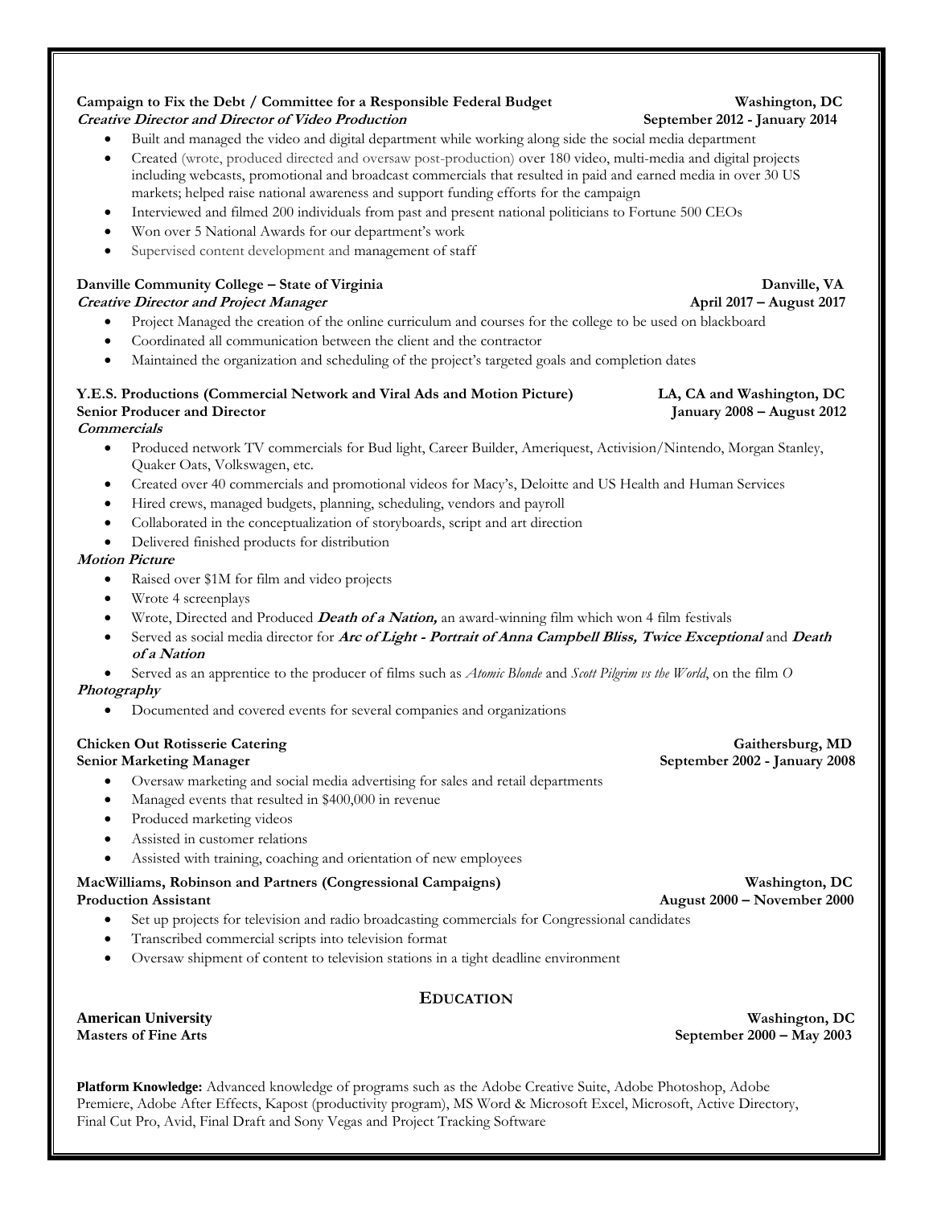**Campaign to Fix the Debt / Committee for a Responsible Federal Budget** — **Washington, DC**
***Creative Director and Director of Video Production*** — **September 2012 - January 2014**

- Built and managed the video and digital department while working along side the social media department
- Created (wrote, produced directed and oversaw post-production) over 180 video, multi-media and digital projects including webcasts, promotional and broadcast commercials that resulted in paid and earned media in over 30 US markets; helped raise national awareness and support funding efforts for the campaign
- Interviewed and filmed 200 individuals from past and present national politicians to Fortune 500 CEOs
- Won over 5 National Awards for our department's work
- Supervised content development and management of staff

**Danville Community College – State of Virginia** — **Danville, VA**
***Creative Director and Project Manager*** — **April 2017 – August 2017**

- Project Managed the creation of the online curriculum and courses for the college to be used on blackboard
- Coordinated all communication between the client and the contractor
- Maintained the organization and scheduling of the project's targeted goals and completion dates

**Y.E.S. Productions (Commercial Network and Viral Ads and Motion Picture)** — **LA, CA and Washington, DC**
**Senior Producer and Director** — **January 2008 – August 2012**

***Commercials***

- Produced network TV commercials for Bud light, Career Builder, Ameriquest, Activision/Nintendo, Morgan Stanley, Quaker Oats, Volkswagen, etc.
- Created over 40 commercials and promotional videos for Macy's, Deloitte and US Health and Human Services
- Hired crews, managed budgets, planning, scheduling, vendors and payroll
- Collaborated in the conceptualization of storyboards, script and art direction
- Delivered finished products for distribution

***Motion Picture***

- Raised over $1M for film and video projects
- Wrote 4 screenplays
- Wrote, Directed and Produced ***Death of a Nation,*** an award-winning film which won 4 film festivals
- Served as social media director for ***Arc of Light - Portrait of Anna Campbell Bliss, Twice Exceptional*** and ***Death of a Nation***
- Served as an apprentice to the producer of films such as *Atomic Blonde* and *Scott Pilgrim vs the World*, on the film *O*

***Photography***

- Documented and covered events for several companies and organizations

**Chicken Out Rotisserie Catering** — **Gaithersburg, MD**
**Senior Marketing Manager** — **September 2002 - January 2008**

- Oversaw marketing and social media advertising for sales and retail departments
- Managed events that resulted in $400,000 in revenue
- Produced marketing videos
- Assisted in customer relations
- Assisted with training, coaching and orientation of new employees

**MacWilliams, Robinson and Partners (Congressional Campaigns)** — **Washington, DC**
**Production Assistant** — **August 2000 – November 2000**

- Set up projects for television and radio broadcasting commercials for Congressional candidates
- Transcribed commercial scripts into television format
- Oversaw shipment of content to television stations in a tight deadline environment

## EDUCATION

**American University** — **Washington, DC**
**Masters of Fine Arts** — **September 2000 – May 2003**

**Platform Knowledge:** Advanced knowledge of programs such as the Adobe Creative Suite, Adobe Photoshop, Adobe Premiere, Adobe After Effects, Kapost (productivity program), MS Word & Microsoft Excel, Microsoft, Active Directory, Final Cut Pro, Avid, Final Draft and Sony Vegas and Project Tracking Software